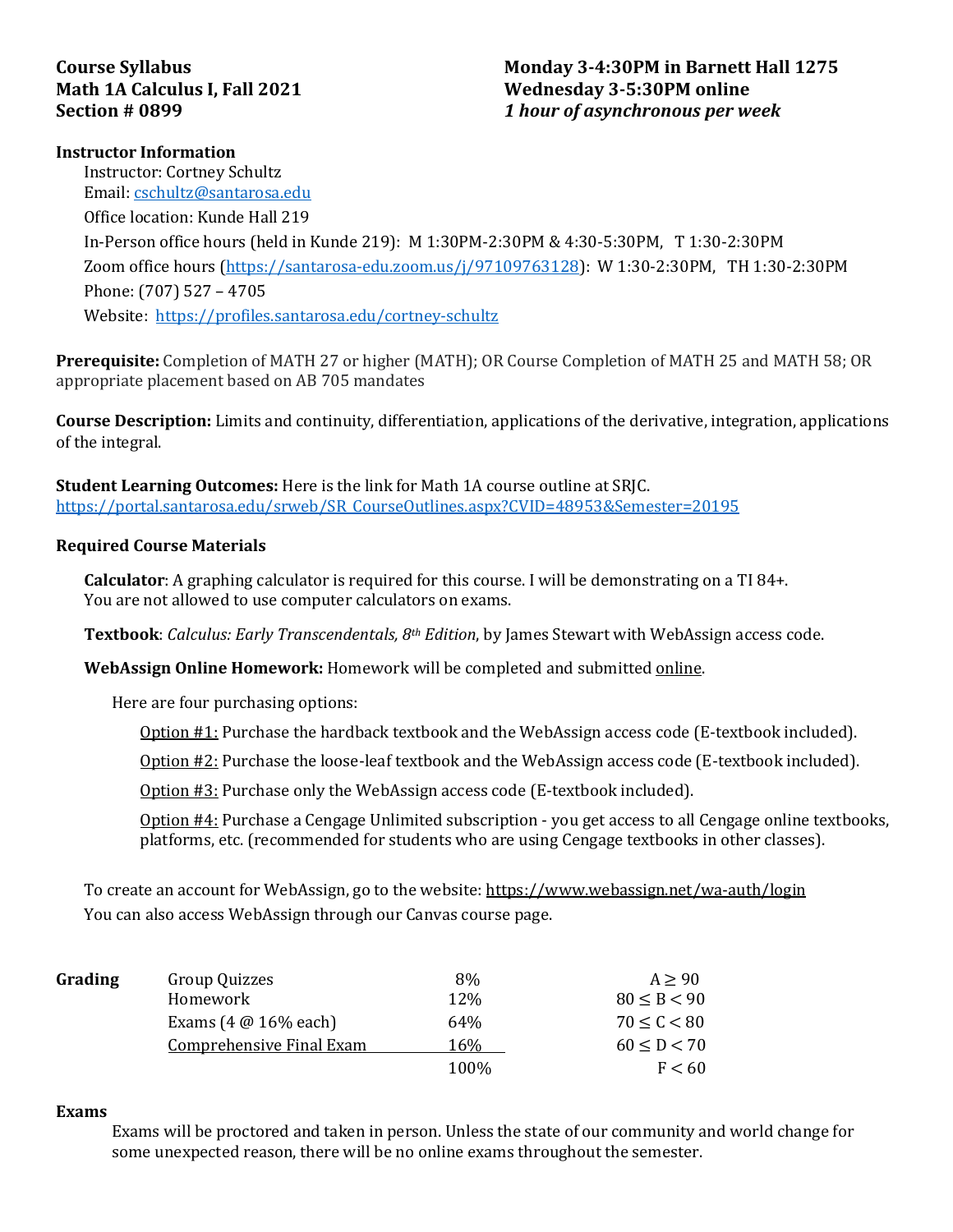**Course Syllabus**
**Math 1A Calculus I, Fall 2021**
**Section # 0899**

**Monday 3-4:30PM in Barnett Hall 1275**
**Wednesday 3-5:30PM online**
***1 hour of asynchronous per week***

**Instructor Information**

Instructor: Cortney Schultz
Email: cschultz@santarosa.edu
Office location: Kunde Hall 219
In-Person office hours (held in Kunde 219): M 1:30PM-2:30PM & 4:30-5:30PM, T 1:30-2:30PM
Zoom office hours (https://santarosa-edu.zoom.us/j/97109763128): W 1:30-2:30PM, TH 1:30-2:30PM
Phone: (707) 527 – 4705
Website: https://profiles.santarosa.edu/cortney-schultz

**Prerequisite:** Completion of MATH 27 or higher (MATH); OR Course Completion of MATH 25 and MATH 58; OR appropriate placement based on AB 705 mandates

**Course Description:** Limits and continuity, differentiation, applications of the derivative, integration, applications of the integral.

**Student Learning Outcomes:** Here is the link for Math 1A course outline at SRJC.
https://portal.santarosa.edu/srweb/SR_CourseOutlines.aspx?CVID=48953&Semester=20195

**Required Course Materials**

**Calculator**: A graphing calculator is required for this course. I will be demonstrating on a TI 84+. You are not allowed to use computer calculators on exams.

**Textbook**: *Calculus: Early Transcendentals, 8th Edition*, by James Stewart with WebAssign access code.

**WebAssign Online Homework:** Homework will be completed and submitted online.

Here are four purchasing options:

Option #1: Purchase the hardback textbook and the WebAssign access code (E-textbook included).

Option #2: Purchase the loose-leaf textbook and the WebAssign access code (E-textbook included).

Option #3: Purchase only the WebAssign access code (E-textbook included).

Option #4: Purchase a Cengage Unlimited subscription - you get access to all Cengage online textbooks, platforms, etc. (recommended for students who are using Cengage textbooks in other classes).

To create an account for WebAssign, go to the website: https://www.webassign.net/wa-auth/login
You can also access WebAssign through our Canvas course page.

**Grading**

| Component | Weight | Grade Scale |
|---|---|---|
| Group Quizzes | 8% | $A \geq 90$ |
| Homework | 12% | $80 \leq B < 90$ |
| Exams (4 @ 16% each) | 64% | $70 \leq C < 80$ |
| Comprehensive Final Exam | 16% | $60 \leq D < 70$ |
| | 100% | $F < 60$ |

**Exams**

Exams will be proctored and taken in person. Unless the state of our community and world change for some unexpected reason, there will be no online exams throughout the semester.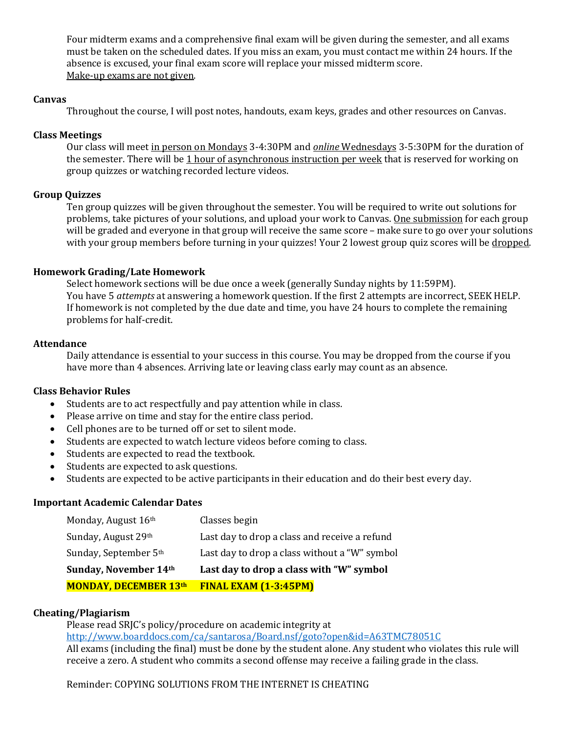Four midterm exams and a comprehensive final exam will be given during the semester, and all exams must be taken on the scheduled dates. If you miss an exam, you must contact me within 24 hours. If the absence is excused, your final exam score will replace your missed midterm score. <u>Make-up exams are not given</u>.

**Canvas**

Throughout the course, I will post notes, handouts, exam keys, grades and other resources on Canvas.

**Class Meetings**

Our class will meet <u>in person on Mondays</u> 3-4:30PM and <u>*online* Wednesdays</u> 3-5:30PM for the duration of the semester. There will be <u>1 hour of asynchronous instruction per week</u> that is reserved for working on group quizzes or watching recorded lecture videos.

**Group Quizzes**

Ten group quizzes will be given throughout the semester. You will be required to write out solutions for problems, take pictures of your solutions, and upload your work to Canvas. <u>One submission</u> for each group will be graded and everyone in that group will receive the same score – make sure to go over your solutions with your group members before turning in your quizzes! Your 2 lowest group quiz scores will be <u>dropped</u>.

**Homework Grading/Late Homework**

Select homework sections will be due once a week (generally Sunday nights by 11:59PM).
You have 5 *attempts* at answering a homework question. If the first 2 attempts are incorrect, SEEK HELP.
If homework is not completed by the due date and time, you have 24 hours to complete the remaining problems for half-credit.

**Attendance**

Daily attendance is essential to your success in this course. You may be dropped from the course if you have more than 4 absences. Arriving late or leaving class early may count as an absence.

**Class Behavior Rules**

- Students are to act respectfully and pay attention while in class.
- Please arrive on time and stay for the entire class period.
- Cell phones are to be turned off or set to silent mode.
- Students are expected to watch lecture videos before coming to class.
- Students are expected to read the textbook.
- Students are expected to ask questions.
- Students are expected to be active participants in their education and do their best every day.

**Important Academic Calendar Dates**

| | |
|---|---|
| Monday, August 16th | Classes begin |
| Sunday, August 29th | Last day to drop a class and receive a refund |
| Sunday, September 5th | Last day to drop a class without a "W" symbol |
| **Sunday, November 14th** | **Last day to drop a class with "W" symbol** |
| **MONDAY, DECEMBER 13th** | **FINAL EXAM (1-3:45PM)** |

**Cheating/Plagiarism**

Please read SRJC's policy/procedure on academic integrity at
http://www.boarddocs.com/ca/santarosa/Board.nsf/goto?open&id=A63TMC78051C
All exams (including the final) must be done by the student alone. Any student who violates this rule will receive a zero. A student who commits a second offense may receive a failing grade in the class.

Reminder: COPYING SOLUTIONS FROM THE INTERNET IS CHEATING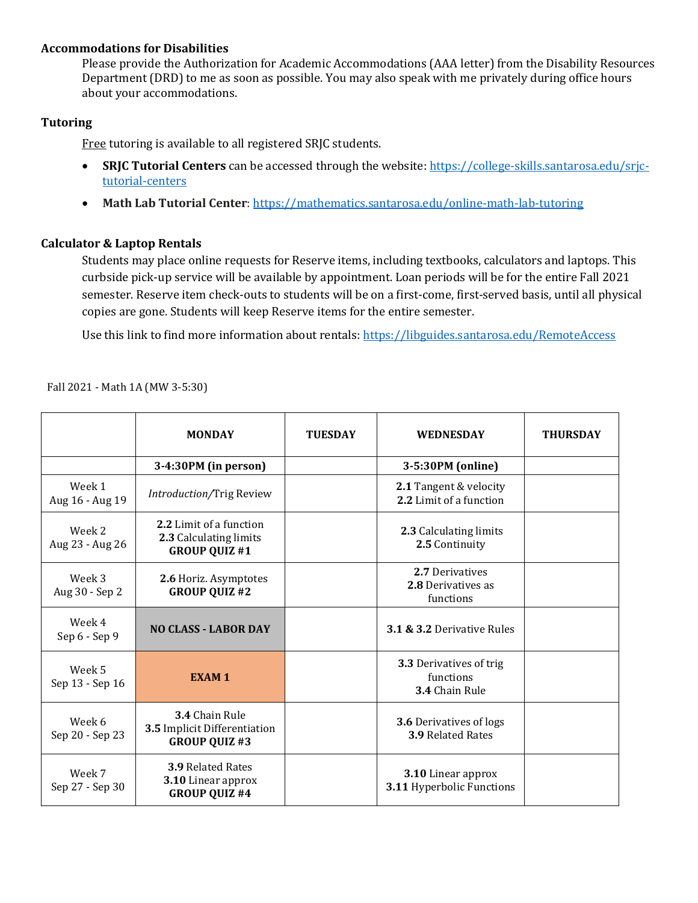### Accommodations for Disabilities

Please provide the Authorization for Academic Accommodations (AAA letter) from the Disability Resources Department (DRD) to me as soon as possible. You may also speak with me privately during office hours about your accommodations.

### Tutoring

Free tutoring is available to all registered SRJC students.

- **SRJC Tutorial Centers** can be accessed through the website: https://college-skills.santarosa.edu/srjc-tutorial-centers
- **Math Lab Tutorial Center**: https://mathematics.santarosa.edu/online-math-lab-tutoring

### Calculator & Laptop Rentals

Students may place online requests for Reserve items, including textbooks, calculators and laptops. This curbside pick-up service will be available by appointment. Loan periods will be for the entire Fall 2021 semester. Reserve item check-outs to students will be on a first-come, first-served basis, until all physical copies are gone. Students will keep Reserve items for the entire semester.

Use this link to find more information about rentals: https://libguides.santarosa.edu/RemoteAccess

Fall 2021 - Math 1A (MW 3-5:30)

| | **MONDAY** | **TUESDAY** | **WEDNESDAY** | **THURSDAY** |
|---|---|---|---|---|
| | **3-4:30PM (in person)** | | **3-5:30PM (online)** | |
| Week 1<br>Aug 16 - Aug 19 | *Introduction/*Trig Review | | **2.1** Tangent & velocity<br>**2.2** Limit of a function | |
| Week 2<br>Aug 23 - Aug 26 | **2.2** Limit of a function<br>**2.3** Calculating limits<br>**GROUP QUIZ #1** | | **2.3** Calculating limits<br>**2.5** Continuity | |
| Week 3<br>Aug 30 - Sep 2 | **2.6** Horiz. Asymptotes<br>**GROUP QUIZ #2** | | **2.7** Derivatives<br>**2.8** Derivatives as functions | |
| Week 4<br>Sep 6 - Sep 9 | **NO CLASS - LABOR DAY** | | **3.1 & 3.2** Derivative Rules | |
| Week 5<br>Sep 13 - Sep 16 | **EXAM 1** | | **3.3** Derivatives of trig functions<br>**3.4** Chain Rule | |
| Week 6<br>Sep 20 - Sep 23 | **3.4** Chain Rule<br>**3.5** Implicit Differentiation<br>**GROUP QUIZ #3** | | **3.6** Derivatives of logs<br>**3.9** Related Rates | |
| Week 7<br>Sep 27 - Sep 30 | **3.9** Related Rates<br>**3.10** Linear approx<br>**GROUP QUIZ #4** | | **3.10** Linear approx<br>**3.11** Hyperbolic Functions | |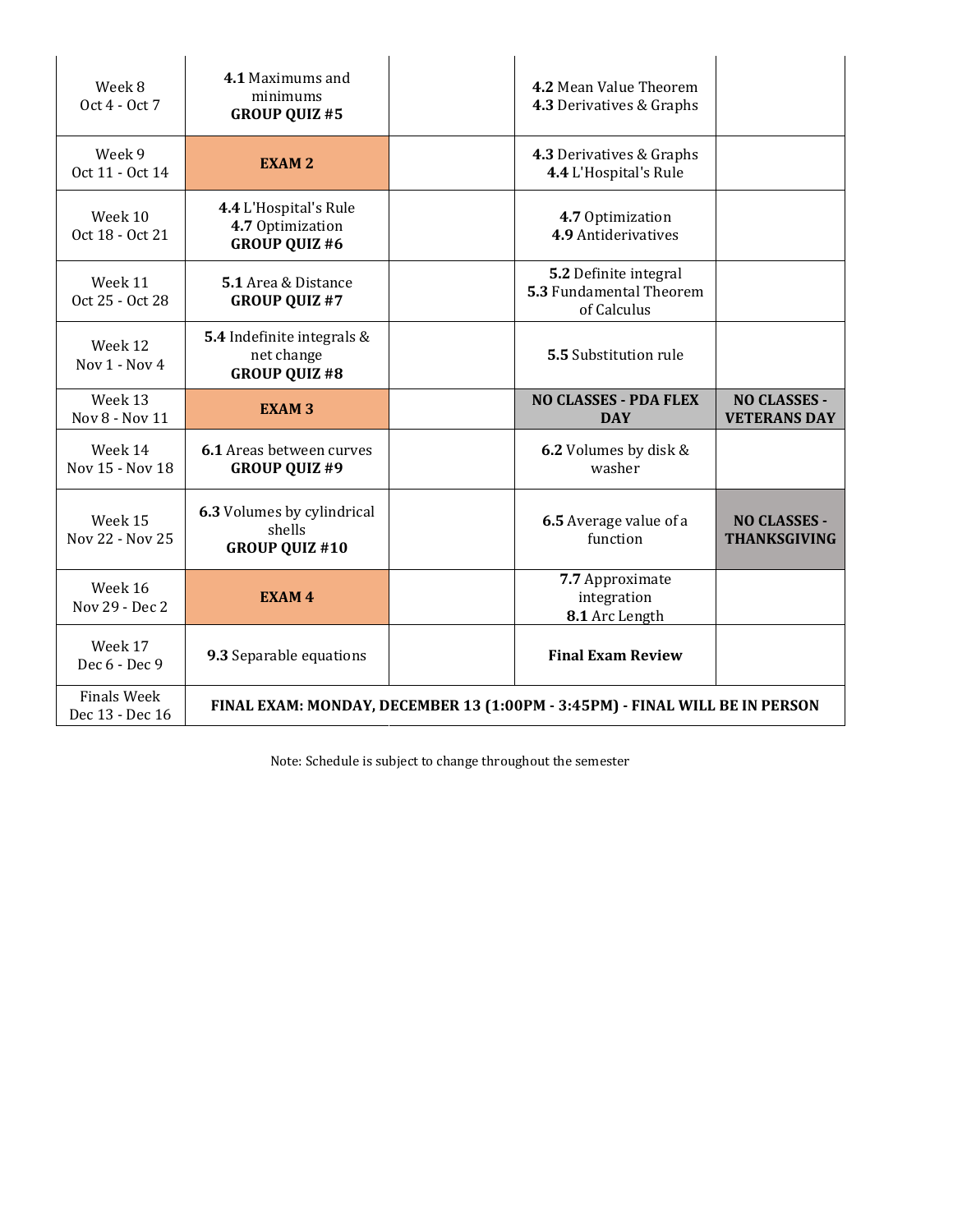| | | | | |
|---|---|---|---|---|
| Week 8<br>Oct 4 - Oct 7 | **4.1** Maximums and minimums<br>**GROUP QUIZ #5** | | **4.2** Mean Value Theorem<br>**4.3** Derivatives & Graphs | |
| Week 9<br>Oct 11 - Oct 14 | **EXAM 2** | | **4.3** Derivatives & Graphs<br>**4.4** L'Hospital's Rule | |
| Week 10<br>Oct 18 - Oct 21 | **4.4** L'Hospital's Rule<br>**4.7** Optimization<br>**GROUP QUIZ #6** | | **4.7** Optimization<br>**4.9** Antiderivatives | |
| Week 11<br>Oct 25 - Oct 28 | **5.1** Area & Distance<br>**GROUP QUIZ #7** | | **5.2** Definite integral<br>**5.3** Fundamental Theorem of Calculus | |
| Week 12<br>Nov 1 - Nov 4 | **5.4** Indefinite integrals & net change<br>**GROUP QUIZ #8** | | **5.5** Substitution rule | |
| Week 13<br>Nov 8 - Nov 11 | **EXAM 3** | | **NO CLASSES - PDA FLEX DAY** | **NO CLASSES - VETERANS DAY** |
| Week 14<br>Nov 15 - Nov 18 | **6.1** Areas between curves<br>**GROUP QUIZ #9** | | **6.2** Volumes by disk & washer | |
| Week 15<br>Nov 22 - Nov 25 | **6.3** Volumes by cylindrical shells<br>**GROUP QUIZ #10** | | **6.5** Average value of a function | **NO CLASSES - THANKSGIVING** |
| Week 16<br>Nov 29 - Dec 2 | **EXAM 4** | | **7.7** Approximate integration<br>**8.1** Arc Length | |
| Week 17<br>Dec 6 - Dec 9 | **9.3** Separable equations | | **Final Exam Review** | |
| Finals Week<br>Dec 13 - Dec 16 | **FINAL EXAM: MONDAY, DECEMBER 13 (1:00PM - 3:45PM) - FINAL WILL BE IN PERSON** | | | |

Note: Schedule is subject to change throughout the semester